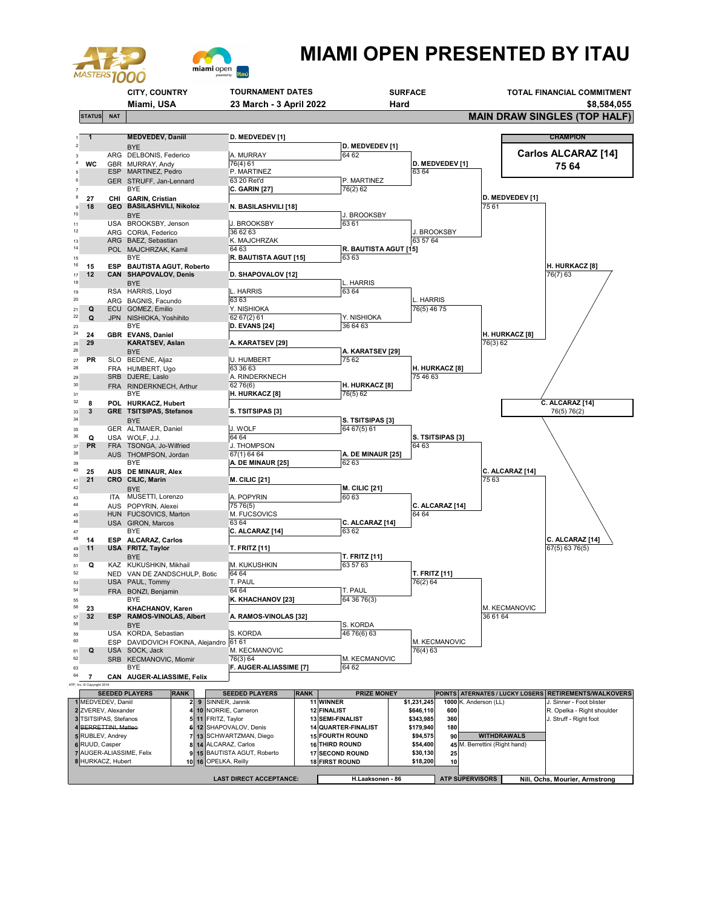# MIAMI OPEN PRESENTED BY ITAU

| CITY, COUNTRY | TOURNAMENT DATES | SURFACE | TOTAL FINANCIAL COMMITMENT |
|---|---|---|---|
| Miami, USA | 23 March - 3 April 2022 | Hard | $8,584,055 |

## MAIN DRAW SINGLES (TOP HALF)

**CHAMPION**

**Carlos ALCARAZ [14]**
**75 64**

| # | STATUS | NAT | Player | Round 2 | Round 3 | Round 4 | Quarter-finals | Semi-finals |
|---|---|---|---|---|---|---|---|---|
| 1 | 1 | | MEDVEDEV, Daniil | D. MEDVEDEV [1] | D. MEDVEDEV [1] 64 62 | D. MEDVEDEV [1] 63 64 | D. MEDVEDEV [1] 75 61 | H. HURKACZ [8] 76(7) 63 |
| 2 | | | BYE | | | | | |
| 3 | | ARG | DELBONIS, Federico | A. MURRAY 76(4) 61 | | | | |
| 4 | WC | GBR | MURRAY, Andy | | | | | |
| 5 | | ESP | MARTINEZ, Pedro | P. MARTINEZ 63 20 Ret'd | P. MARTINEZ 76(2) 62 | | | |
| 6 | | GER | STRUFF, Jan-Lennard | | | | | |
| 7 | | | BYE | C. GARIN [27] | | | | |
| 8 | 27 | CHI | GARIN, Cristian | | | | | |
| 9 | 18 | GEO | BASILASHVILI, Nikoloz | N. BASILASHVILI [18] | J. BROOKSBY 63 61 | J. BROOKSBY 63 57 64 | | |
| 10 | | | BYE | | | | | |
| 11 | | USA | BROOKSBY, Jenson | J. BROOKSBY 36 62 63 | | | | |
| 12 | | ARG | CORIA, Federico | | | | | |
| 13 | | ARG | BAEZ, Sebastian | K. MAJCHRZAK 64 63 | R. BAUTISTA AGUT [15] 63 63 | | | |
| 14 | | POL | MAJCHRZAK, Kamil | | | | | |
| 15 | | | BYE | R. BAUTISTA AGUT [15] | | | | |
| 16 | 15 | ESP | BAUTISTA AGUT, Roberto | | | | | |
| 17 | 12 | CAN | SHAPOVALOV, Denis | D. SHAPOVALOV [12] | L. HARRIS 63 64 | L. HARRIS 76(5) 46 75 | H. HURKACZ [8] 76(3) 62 | |
| 18 | | | BYE | | | | | |
| 19 | | RSA | HARRIS, Lloyd | L. HARRIS 63 63 | | | | |
| 20 | | ARG | BAGNIS, Facundo | | | | | |
| 21 | Q | ECU | GOMEZ, Emilio | Y. NISHIOKA 62 67(2) 61 | Y. NISHIOKA 36 64 63 | | | |
| 22 | Q | JPN | NISHIOKA, Yoshihito | | | | | |
| 23 | | | BYE | D. EVANS [24] | | | | |
| 24 | 24 | GBR | EVANS, Daniel | | | | | |
| 25 | 29 | | KARATSEV, Aslan | A. KARATSEV [29] | A. KARATSEV [29] 75 62 | H. HURKACZ [8] 75 46 63 | | |
| 26 | | | BYE | | | | | |
| 27 | PR | SLO | BEDENE, Aljaz | U. HUMBERT 63 36 63 | | | | |
| 28 | | FRA | HUMBERT, Ugo | | | | | |
| 29 | | SRB | DJERE, Laslo | A. RINDERKNECH 62 76(6) | H. HURKACZ [8] 76(5) 62 | | | |
| 30 | | FRA | RINDERKNECH, Arthur | | | | | |
| 31 | | | BYE | H. HURKACZ [8] | | | | |
| 32 | 8 | POL | HURKACZ, Hubert | | | | | |
| 33 | 3 | GRE | TSITSIPAS, Stefanos | S. TSITSIPAS [3] | S. TSITSIPAS [3] 64 67(5) 61 | S. TSITSIPAS [3] 64 63 | C. ALCARAZ [14] 75 63 | C. ALCARAZ [14] 67(5) 63 76(5) |
| 34 | | | BYE | | | | | |
| 35 | | GER | ALTMAIER, Daniel | J. WOLF 64 64 | | | | |
| 36 | Q | USA | WOLF, J.J. | | | | | |
| 37 | PR | FRA | TSONGA, Jo-Wilfried | J. THOMPSON 67(1) 64 64 | A. DE MINAUR [25] 62 63 | | | |
| 38 | | AUS | THOMPSON, Jordan | | | | | |
| 39 | | | BYE | A. DE MINAUR [25] | | | | |
| 40 | 25 | AUS | DE MINAUR, Alex | | | | | |
| 41 | 21 | CRO | CILIC, Marin | M. CILIC [21] | M. CILIC [21] 60 63 | C. ALCARAZ [14] 64 64 | | |
| 42 | | | BYE | | | | | |
| 43 | | ITA | MUSETTI, Lorenzo | A. POPYRIN 75 76(5) | | | | |
| 44 | | AUS | POPYRIN, Alexei | | | | | |
| 45 | | HUN | FUCSOVICS, Marton | M. FUCSOVICS 63 64 | C. ALCARAZ [14] 63 62 | | | |
| 46 | | USA | GIRON, Marcos | | | | | |
| 47 | | | BYE | C. ALCARAZ [14] | | | | |
| 48 | 14 | ESP | ALCARAZ, Carlos | | | | | |
| 49 | 11 | USA | FRITZ, Taylor | T. FRITZ [11] | T. FRITZ [11] 63 57 63 | T. FRITZ [11] 76(2) 64 | M. KECMANOVIC 36 61 64 | |
| 50 | | | BYE | | | | | |
| 51 | Q | KAZ | KUKUSHKIN, Mikhail | M. KUKUSHKIN 64 64 | | | | |
| 52 | | NED | VAN DE ZANDSCHULP, Botic | | | | | |
| 53 | | USA | PAUL, Tommy | T. PAUL 64 64 | T. PAUL 64 36 76(3) | | | |
| 54 | | FRA | BONZI, Benjamin | | | | | |
| 55 | | | BYE | K. KHACHANOV [23] | | | | |
| 56 | 23 | | KHACHANOV, Karen | | | | | |
| 57 | 32 | ESP | RAMOS-VINOLAS, Albert | A. RAMOS-VINOLAS [32] | S. KORDA 46 76(6) 63 | M. KECMANOVIC 76(4) 63 | | |
| 58 | | | BYE | | | | | |
| 59 | | USA | KORDA, Sebastian | S. KORDA 61 61 | | | | |
| 60 | | ESP | DAVIDOVICH FOKINA, Alejandro | | | | | |
| 61 | Q | USA | SOCK, Jack | M. KECMANOVIC 76(3) 64 | M. KECMANOVIC 64 62 | | | |
| 62 | | SRB | KECMANOVIC, Miomir | | | | | |
| 63 | | | BYE | F. AUGER-ALIASSIME [7] | | | | |
| 64 | 7 | CAN | AUGER-ALIASSIME, Felix | | | | | |

Final: C. ALCARAZ [14] 76(5) 76(2)

ATP, Inc. © Copyright 2014

| | SEEDED PLAYERS | RANK | | SEEDED PLAYERS | RANK | PRIZE MONEY | | POINTS | ATERNATES / LUCKY LOSERS | RETIREMENTS/WALKOVERS |
|---|---|---|---|---|---|---|---|---|---|---|
| 1 | MEDVEDEV, Daniil | 2 | 9 | SINNER, Jannik | 11 | WINNER | $1,231,245 | 1000 | K. Anderson (LL) | J. Sinner - Foot blister |
| 2 | ZVEREV, Alexander | 4 | 10 | NORRIE, Cameron | 12 | FINALIST | $646,110 | 600 | | R. Opelka - Right shoulder |
| 3 | TSITSIPAS, Stefanos | 5 | 11 | FRITZ, Taylor | 13 | SEMI-FINALIST | $343,985 | 360 | | J. Struff - Right foot |
| 4 | ~~BERRETTINI, Matteo~~ | 6 | 12 | SHAPOVALOV, Denis | 14 | QUARTER-FINALIST | $179,940 | 180 | | |
| 5 | RUBLEV, Andrey | 7 | 13 | SCHWARTZMAN, Diego | 15 | FOURTH ROUND | $94,575 | 90 | **WITHDRAWALS** | |
| 6 | RUUD, Casper | 8 | 14 | ALCARAZ, Carlos | 16 | THIRD ROUND | $54,400 | 45 | M. Berrettini (Right hand) | |
| 7 | AUGER-ALIASSIME, Felix | 9 | 15 | BAUTISTA AGUT, Roberto | 17 | SECOND ROUND | $30,130 | 25 | | |
| 8 | HURKACZ, Hubert | 10 | 16 | OPELKA, Reilly | 18 | FIRST ROUND | $18,200 | 10 | | |

| LAST DIRECT ACCEPTANCE: | H.Laaksonen - 86 | ATP SUPERVISORS | Nili, Ochs, Mourier, Armstrong |
|---|---|---|---|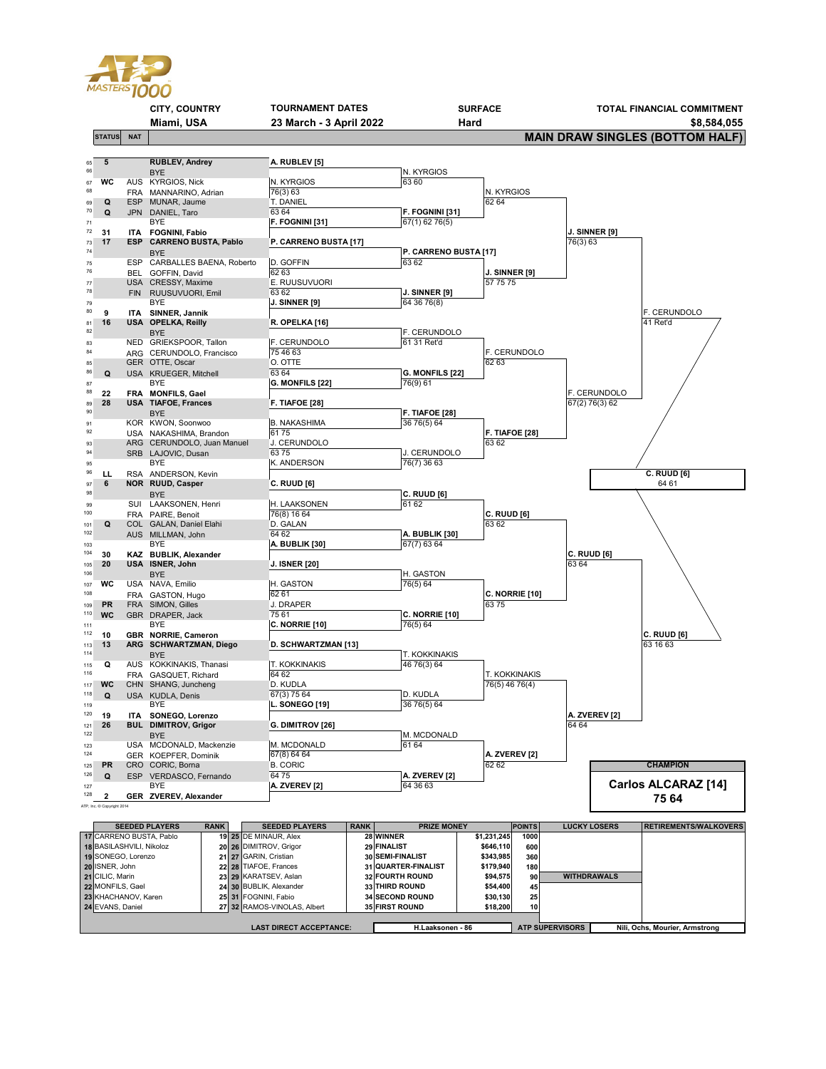ATP MASTERS 1000

| CITY, COUNTRY | TOURNAMENT DATES | SURFACE | TOTAL FINANCIAL COMMITMENT |
|---|---|---|---|
| Miami, USA | 23 March - 3 April 2022 | Hard | $8,584,055 |

## MAIN DRAW SINGLES (BOTTOM HALF)

| # | STATUS | NAT | Player | Round 1 | Round 2 | Round 3 | Round 4 | Quarter-final | Semi-final |
|---|---|---|---|---|---|---|---|---|---|
| 65 | 5 | | RUBLEV, Andrey | A. RUBLEV [5] | N. KYRGIOS 63 60 | N. KYRGIOS 62 64 | J. SINNER [9] 76(3) 63 | F. CERUNDOLO 41 Ret'd | C. RUUD [6] 64 61 |
| 66 | | | BYE | | | | | | |
| 67 | WC | AUS | KYRGIOS, Nick | N. KYRGIOS 76(3) 63 | | | | | |
| 68 | | FRA | MANNARINO, Adrian | | | | | | |
| 69 | Q | ESP | MUNAR, Jaume | T. DANIEL 63 64 | F. FOGNINI [31] 67(1) 62 76(5) | | | | |
| 70 | Q | JPN | DANIEL, Taro | | | | | | |
| 71 | | | BYE | F. FOGNINI [31] | | | | | |
| 72 | 31 | ITA | FOGNINI, Fabio | | | | | | |
| 73 | 17 | ESP | CARRENO BUSTA, Pablo | P. CARRENO BUSTA [17] | P. CARRENO BUSTA [17] 63 62 | J. SINNER [9] 57 75 75 | | | |
| 74 | | | BYE | | | | | | |
| 75 | | ESP | CARBALLES BAENA, Roberto | D. GOFFIN 62 63 | | | | | |
| 76 | | BEL | GOFFIN, David | | | | | | |
| 77 | | USA | CRESSY, Maxime | E. RUUSUVUORI 63 62 | J. SINNER [9] 64 36 76(8) | | | | |
| 78 | | FIN | RUUSUVUORI, Emil | | | | | | |
| 79 | | | BYE | J. SINNER [9] | | | | | |
| 80 | 9 | ITA | SINNER, Jannik | | | | | | |
| 81 | 16 | USA | OPELKA, Reilly | R. OPELKA [16] | F. CERUNDOLO 61 31 Ret'd | F. CERUNDOLO 62 63 | F. CERUNDOLO 67(2) 76(3) 62 | | |
| 82 | | | BYE | | | | | | |
| 83 | | NED | GRIEKSPOOR, Tallon | F. CERUNDOLO 75 46 63 | | | | | |
| 84 | | ARG | CERUNDOLO, Francisco | | | | | | |
| 85 | | GER | OTTE, Oscar | O. OTTE 63 64 | G. MONFILS [22] 76(9) 61 | | | | |
| 86 | Q | USA | KRUEGER, Mitchell | | | | | | |
| 87 | | | BYE | G. MONFILS [22] | | | | | |
| 88 | 22 | FRA | MONFILS, Gael | | | | | | |
| 89 | 28 | USA | TIAFOE, Frances | F. TIAFOE [28] | F. TIAFOE [28] 36 76(5) 64 | F. TIAFOE [28] 63 62 | | | |
| 90 | | | BYE | | | | | | |
| 91 | | KOR | KWON, Soonwoo | B. NAKASHIMA 61 75 | | | | | |
| 92 | | USA | NAKASHIMA, Brandon | | | | | | |
| 93 | | ARG | CERUNDOLO, Juan Manuel | J. CERUNDOLO 63 75 | J. CERUNDOLO 76(7) 36 63 | | | | |
| 94 | | SRB | LAJOVIC, Dusan | | | | | | |
| 95 | | | BYE | K. ANDERSON | | | | | |
| 96 | LL | RSA | ANDERSON, Kevin | | | | | | |
| 97 | 6 | NOR | RUUD, Casper | C. RUUD [6] | C. RUUD [6] 61 62 | C. RUUD [6] 63 62 | C. RUUD [6] 63 64 | C. RUUD [6] 63 16 63 | |
| 98 | | | BYE | | | | | | |
| 99 | | SUI | LAAKSONEN, Henri | H. LAAKSONEN 76(8) 16 64 | | | | | |
| 100 | | FRA | PAIRE, Benoit | | | | | | |
| 101 | Q | COL | GALAN, Daniel Elahi | D. GALAN 64 62 | A. BUBLIK [30] 67(7) 63 64 | | | | |
| 102 | | AUS | MILLMAN, John | | | | | | |
| 103 | | | BYE | A. BUBLIK [30] | | | | | |
| 104 | 30 | KAZ | BUBLIK, Alexander | | | | | | |
| 105 | 20 | USA | ISNER, John | J. ISNER [20] | H. GASTON 76(5) 64 | C. NORRIE [10] 63 75 | | | |
| 106 | | | BYE | | | | | | |
| 107 | WC | USA | NAVA, Emilio | H. GASTON 62 61 | | | | | |
| 108 | | FRA | GASTON, Hugo | | | | | | |
| 109 | PR | FRA | SIMON, Gilles | J. DRAPER 75 61 | C. NORRIE [10] 76(5) 64 | | | | |
| 110 | WC | GBR | DRAPER, Jack | | | | | | |
| 111 | | | BYE | C. NORRIE [10] | | | | | |
| 112 | 10 | GBR | NORRIE, Cameron | | | | | | |
| 113 | 13 | ARG | SCHWARTZMAN, Diego | D. SCHWARTZMAN [13] | T. KOKKINAKIS 46 76(3) 64 | T. KOKKINAKIS 76(5) 46 76(4) | A. ZVEREV [2] 64 64 | | |
| 114 | | | BYE | | | | | | |
| 115 | Q | AUS | KOKKINAKIS, Thanasi | T. KOKKINAKIS 64 62 | | | | | |
| 116 | | FRA | GASQUET, Richard | | | | | | |
| 117 | WC | CHN | SHANG, Juncheng | D. KUDLA 67(3) 75 64 | D. KUDLA 36 76(5) 64 | | | | |
| 118 | Q | USA | KUDLA, Denis | | | | | | |
| 119 | | | BYE | L. SONEGO [19] | | | | | |
| 120 | 19 | ITA | SONEGO, Lorenzo | | | | | | |
| 121 | 26 | BUL | DIMITROV, Grigor | G. DIMITROV [26] | M. MCDONALD 61 64 | A. ZVEREV [2] 62 62 | | | |
| 122 | | | BYE | | | | | | |
| 123 | | USA | MCDONALD, Mackenzie | M. MCDONALD 67(8) 64 64 | | | | | |
| 124 | | GER | KOEPFER, Dominik | | | | | | |
| 125 | PR | CRO | CORIC, Borna | B. CORIC 64 75 | A. ZVEREV [2] 64 36 63 | | | | |
| 126 | Q | ESP | VERDASCO, Fernando | | | | | | |
| 127 | | | BYE | A. ZVEREV [2] | | | | | |
| 128 | 2 | GER | ZVEREV, Alexander | | | | | | |

**CHAMPION**

**Carlos Alcaraz [14]**
**75 64**

ATP, Inc. © Copyright 2014

| | SEEDED PLAYERS | RANK | | SEEDED PLAYERS | RANK | PRIZE MONEY | | POINTS |
|---|---|---|---|---|---|---|---|---|
| 17 | CARRENO BUSTA, Pablo | 19 | 25 | DE MINAUR, Alex | 28 | WINNER | $1,231,245 | 1000 |
| 18 | BASILASHVILI, Nikoloz | 20 | 26 | DIMITROV, Grigor | 29 | FINALIST | $646,110 | 600 |
| 19 | SONEGO, Lorenzo | 21 | 27 | GARIN, Cristian | 30 | SEMI-FINALIST | $343,985 | 360 |
| 20 | ISNER, John | 22 | 28 | TIAFOE, Frances | 31 | QUARTER-FINALIST | $179,940 | 180 |
| 21 | CILIC, Marin | 23 | 29 | KARATSEV, Aslan | 32 | FOURTH ROUND | $94,575 | 90 |
| 22 | MONFILS, Gael | 24 | 30 | BUBLIK, Alexander | 33 | THIRD ROUND | $54,400 | 45 |
| 23 | KHACHANOV, Karen | 25 | 31 | FOGNINI, Fabio | 34 | SECOND ROUND | $30,130 | 25 |
| 24 | EVANS, Daniel | 27 | 32 | RAMOS-VINOLAS, Albert | 35 | FIRST ROUND | $18,200 | 10 |

LUCKY LOSERS

WITHDRAWALS

RETIREMENTS/WALKOVERS

LAST DIRECT ACCEPTANCE: H.Laaksonen - 86

ATP SUPERVISORS: Nili, Ochs, Mourier, Armstrong